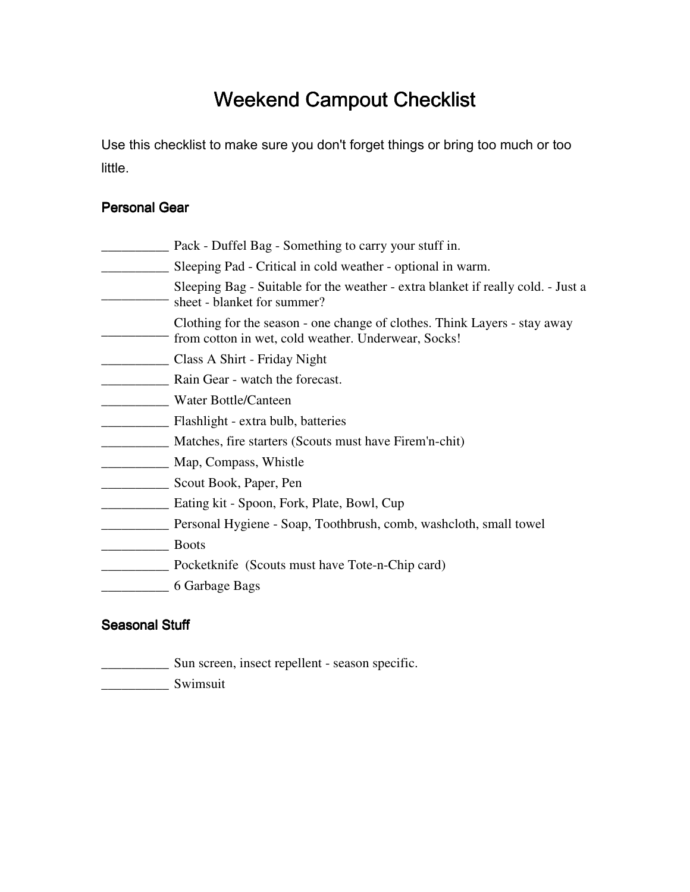# Weekend Campout Checklist

Use this checklist to make sure you don't forget things or bring too much or too little.

## Personal Gear

__________ Pack - Duffel Bag - Something to carry your stuff in.
__________ Sleeping Pad - Critical in cold weather - optional in warm.
__________ Sleeping Bag - Suitable for the weather - extra blanket if really cold. - Just a sheet - blanket for summer?
__________ Clothing for the season - one change of clothes. Think Layers - stay away from cotton in wet, cold weather. Underwear, Socks!
__________ Class A Shirt - Friday Night
__________ Rain Gear - watch the forecast.
__________ Water Bottle/Canteen
__________ Flashlight - extra bulb, batteries
__________ Matches, fire starters (Scouts must have Firem'n-chit)
__________ Map, Compass, Whistle
__________ Scout Book, Paper, Pen
__________ Eating kit - Spoon, Fork, Plate, Bowl, Cup
__________ Personal Hygiene - Soap, Toothbrush, comb, washcloth, small towel
__________ Boots
__________ Pocketknife (Scouts must have Tote-n-Chip card)
__________ 6 Garbage Bags

## Seasonal Stuff

__________ Sun screen, insect repellent - season specific.
__________ Swimsuit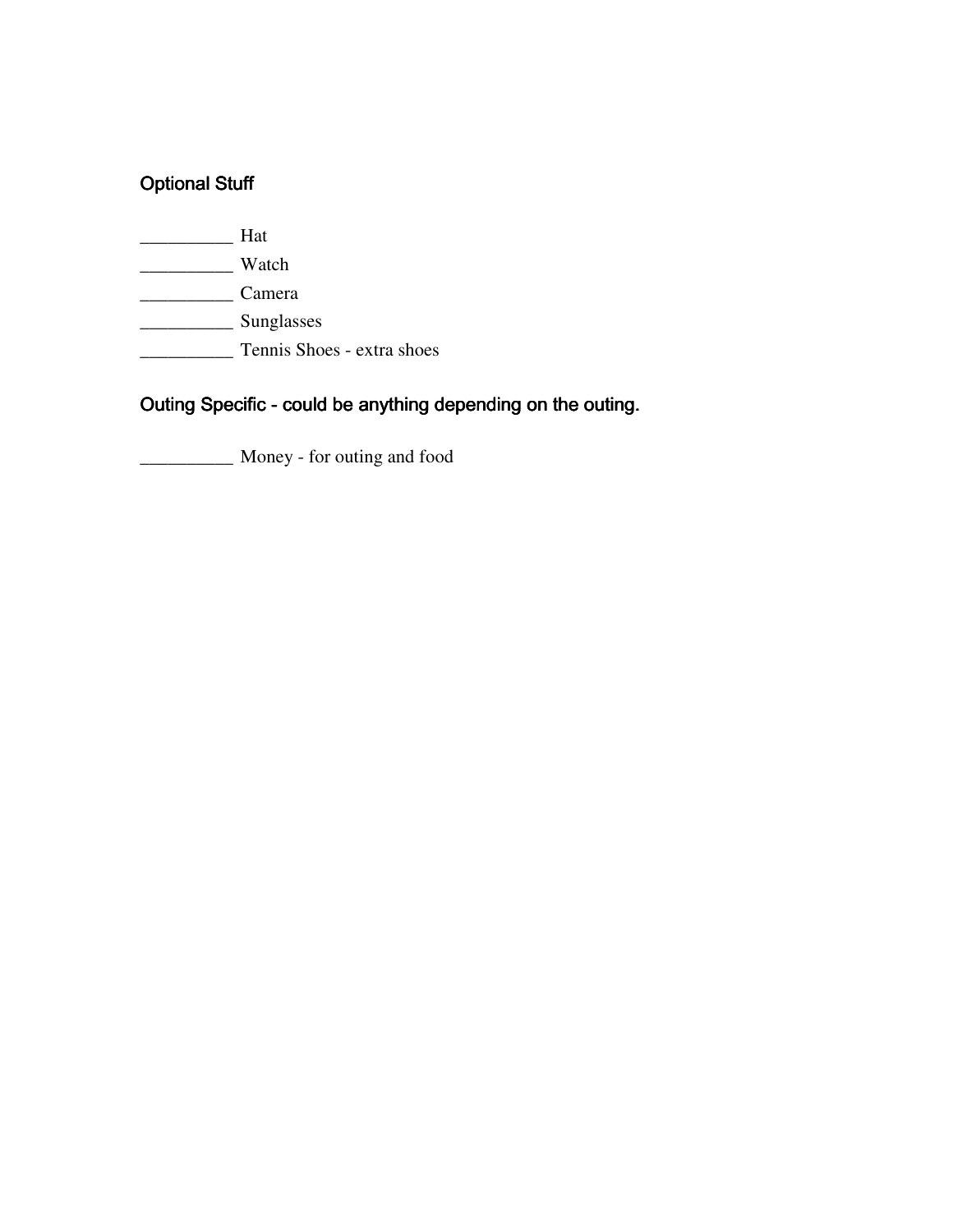### Optional Stuff

__________ Hat
__________ Watch
__________ Camera
__________ Sunglasses
__________ Tennis Shoes - extra shoes

### Outing Specific - could be anything depending on the outing.

__________ Money - for outing and food